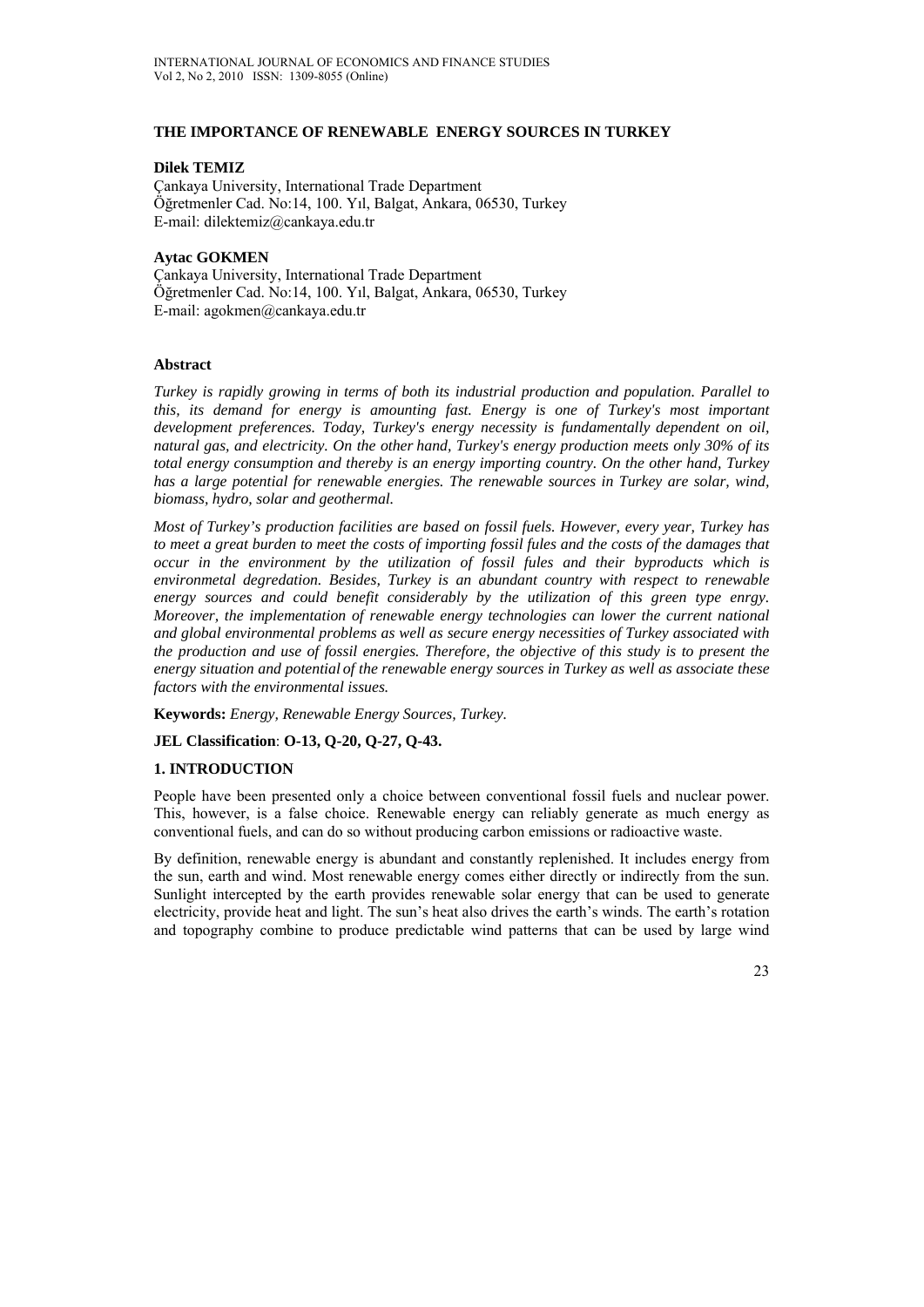# THE IMPORTANCE OF RENEWABLE ENERGY SOURCES IN TURKEY

**Dilek TEMIZ**
Çankaya University, International Trade Department
Öğretmenler Cad. No:14, 100. Yıl, Balgat, Ankara, 06530, Turkey
E-mail: dilektemiz@cankaya.edu.tr

**Aytac GOKMEN**
Çankaya University, International Trade Department
Öğretmenler Cad. No:14, 100. Yıl, Balgat, Ankara, 06530, Turkey
E-mail: agokmen@cankaya.edu.tr

## Abstract

*Turkey is rapidly growing in terms of both its industrial production and population. Parallel to this, its demand for energy is amounting fast. Energy is one of Turkey's most important development preferences. Today, Turkey's energy necessity is fundamentally dependent on oil, natural gas, and electricity. On the other hand, Turkey's energy production meets only 30% of its total energy consumption and thereby is an energy importing country. On the other hand, Turkey has a large potential for renewable energies. The renewable sources in Turkey are solar, wind, biomass, hydro, solar and geothermal.*

*Most of Turkey's production facilities are based on fossil fuels. However, every year, Turkey has to meet a great burden to meet the costs of importing fossil fules and the costs of the damages that occur in the environment by the utilization of fossil fules and their byproducts which is environmetal degredation. Besides, Turkey is an abundant country with respect to renewable energy sources and could benefit considerably by the utilization of this green type enrgy. Moreover, the implementation of renewable energy technologies can lower the current national and global environmental problems as well as secure energy necessities of Turkey associated with the production and use of fossil energies. Therefore, the objective of this study is to present the energy situation and potential of the renewable energy sources in Turkey as well as associate these factors with the environmental issues.*

**Keywords:** *Energy, Renewable Energy Sources, Turkey.*

**JEL Classification**: **O-13, Q-20, Q-27, Q-43.**

## 1. INTRODUCTION

People have been presented only a choice between conventional fossil fuels and nuclear power. This, however, is a false choice. Renewable energy can reliably generate as much energy as conventional fuels, and can do so without producing carbon emissions or radioactive waste.

By definition, renewable energy is abundant and constantly replenished. It includes energy from the sun, earth and wind. Most renewable energy comes either directly or indirectly from the sun. Sunlight intercepted by the earth provides renewable solar energy that can be used to generate electricity, provide heat and light. The sun's heat also drives the earth's winds. The earth's rotation and topography combine to produce predictable wind patterns that can be used by large wind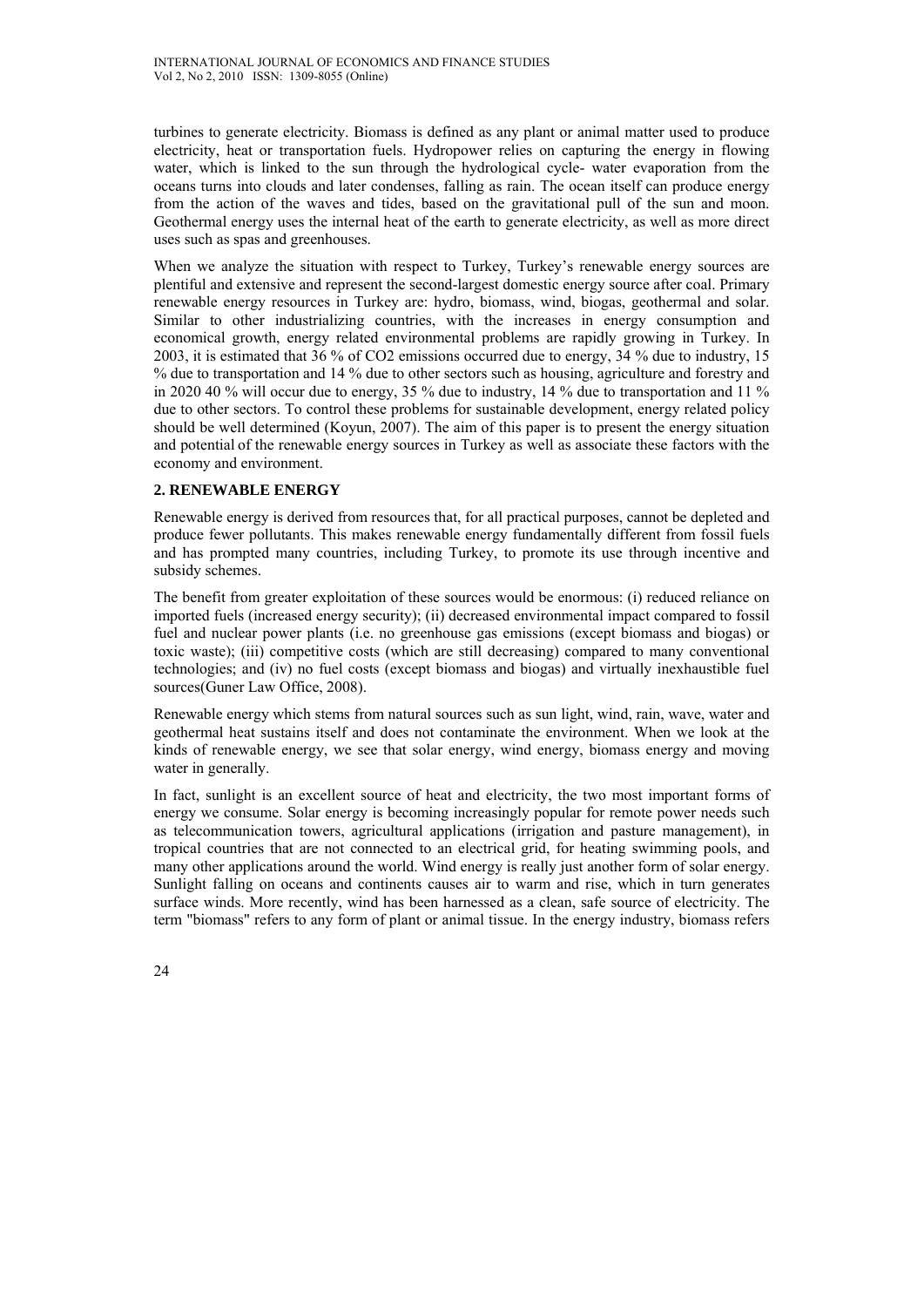turbines to generate electricity. Biomass is defined as any plant or animal matter used to produce electricity, heat or transportation fuels. Hydropower relies on capturing the energy in flowing water, which is linked to the sun through the hydrological cycle- water evaporation from the oceans turns into clouds and later condenses, falling as rain. The ocean itself can produce energy from the action of the waves and tides, based on the gravitational pull of the sun and moon. Geothermal energy uses the internal heat of the earth to generate electricity, as well as more direct uses such as spas and greenhouses.

When we analyze the situation with respect to Turkey, Turkey's renewable energy sources are plentiful and extensive and represent the second-largest domestic energy source after coal. Primary renewable energy resources in Turkey are: hydro, biomass, wind, biogas, geothermal and solar. Similar to other industrializing countries, with the increases in energy consumption and economical growth, energy related environmental problems are rapidly growing in Turkey. In 2003, it is estimated that 36 % of $CO_2$ emissions occurred due to energy, 34 % due to industry, 15 % due to transportation and 14 % due to other sectors such as housing, agriculture and forestry and in 2020 40 % will occur due to energy, 35 % due to industry, 14 % due to transportation and 11 % due to other sectors. To control these problems for sustainable development, energy related policy should be well determined (Koyun, 2007). The aim of this paper is to present the energy situation and potential of the renewable energy sources in Turkey as well as associate these factors with the economy and environment.

## 2. RENEWABLE ENERGY

Renewable energy is derived from resources that, for all practical purposes, cannot be depleted and produce fewer pollutants. This makes renewable energy fundamentally different from fossil fuels and has prompted many countries, including Turkey, to promote its use through incentive and subsidy schemes.

The benefit from greater exploitation of these sources would be enormous: (i) reduced reliance on imported fuels (increased energy security); (ii) decreased environmental impact compared to fossil fuel and nuclear power plants (i.e. no greenhouse gas emissions (except biomass and biogas) or toxic waste); (iii) competitive costs (which are still decreasing) compared to many conventional technologies; and (iv) no fuel costs (except biomass and biogas) and virtually inexhaustible fuel sources(Guner Law Office, 2008).

Renewable energy which stems from natural sources such as sun light, wind, rain, wave, water and geothermal heat sustains itself and does not contaminate the environment. When we look at the kinds of renewable energy, we see that solar energy, wind energy, biomass energy and moving water in generally.

In fact, sunlight is an excellent source of heat and electricity, the two most important forms of energy we consume. Solar energy is becoming increasingly popular for remote power needs such as telecommunication towers, agricultural applications (irrigation and pasture management), in tropical countries that are not connected to an electrical grid, for heating swimming pools, and many other applications around the world. Wind energy is really just another form of solar energy. Sunlight falling on oceans and continents causes air to warm and rise, which in turn generates surface winds. More recently, wind has been harnessed as a clean, safe source of electricity. The term "biomass" refers to any form of plant or animal tissue. In the energy industry, biomass refers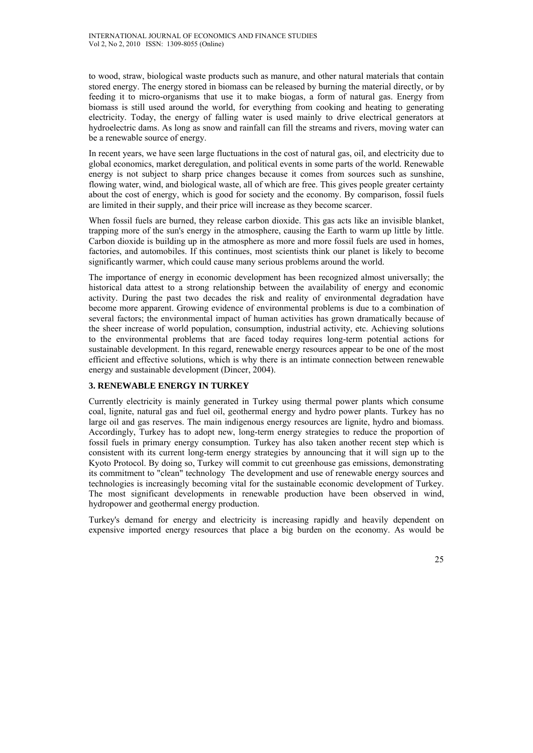to wood, straw, biological waste products such as manure, and other natural materials that contain stored energy. The energy stored in biomass can be released by burning the material directly, or by feeding it to micro-organisms that use it to make biogas, a form of natural gas. Energy from biomass is still used around the world, for everything from cooking and heating to generating electricity. Today, the energy of falling water is used mainly to drive electrical generators at hydroelectric dams. As long as snow and rainfall can fill the streams and rivers, moving water can be a renewable source of energy.

In recent years, we have seen large fluctuations in the cost of natural gas, oil, and electricity due to global economics, market deregulation, and political events in some parts of the world. Renewable energy is not subject to sharp price changes because it comes from sources such as sunshine, flowing water, wind, and biological waste, all of which are free. This gives people greater certainty about the cost of energy, which is good for society and the economy. By comparison, fossil fuels are limited in their supply, and their price will increase as they become scarcer.

When fossil fuels are burned, they release carbon dioxide. This gas acts like an invisible blanket, trapping more of the sun's energy in the atmosphere, causing the Earth to warm up little by little. Carbon dioxide is building up in the atmosphere as more and more fossil fuels are used in homes, factories, and automobiles. If this continues, most scientists think our planet is likely to become significantly warmer, which could cause many serious problems around the world.

The importance of energy in economic development has been recognized almost universally; the historical data attest to a strong relationship between the availability of energy and economic activity. During the past two decades the risk and reality of environmental degradation have become more apparent. Growing evidence of environmental problems is due to a combination of several factors; the environmental impact of human activities has grown dramatically because of the sheer increase of world population, consumption, industrial activity, etc. Achieving solutions to the environmental problems that are faced today requires long-term potential actions for sustainable development. In this regard, renewable energy resources appear to be one of the most efficient and effective solutions, which is why there is an intimate connection between renewable energy and sustainable development (Dincer, 2004).

## 3. RENEWABLE ENERGY IN TURKEY

Currently electricity is mainly generated in Turkey using thermal power plants which consume coal, lignite, natural gas and fuel oil, geothermal energy and hydro power plants. Turkey has no large oil and gas reserves. The main indigenous energy resources are lignite, hydro and biomass. Accordingly, Turkey has to adopt new, long-term energy strategies to reduce the proportion of fossil fuels in primary energy consumption. Turkey has also taken another recent step which is consistent with its current long-term energy strategies by announcing that it will sign up to the Kyoto Protocol. By doing so, Turkey will commit to cut greenhouse gas emissions, demonstrating its commitment to "clean" technology The development and use of renewable energy sources and technologies is increasingly becoming vital for the sustainable economic development of Turkey. The most significant developments in renewable production have been observed in wind, hydropower and geothermal energy production.

Turkey's demand for energy and electricity is increasing rapidly and heavily dependent on expensive imported energy resources that place a big burden on the economy. As would be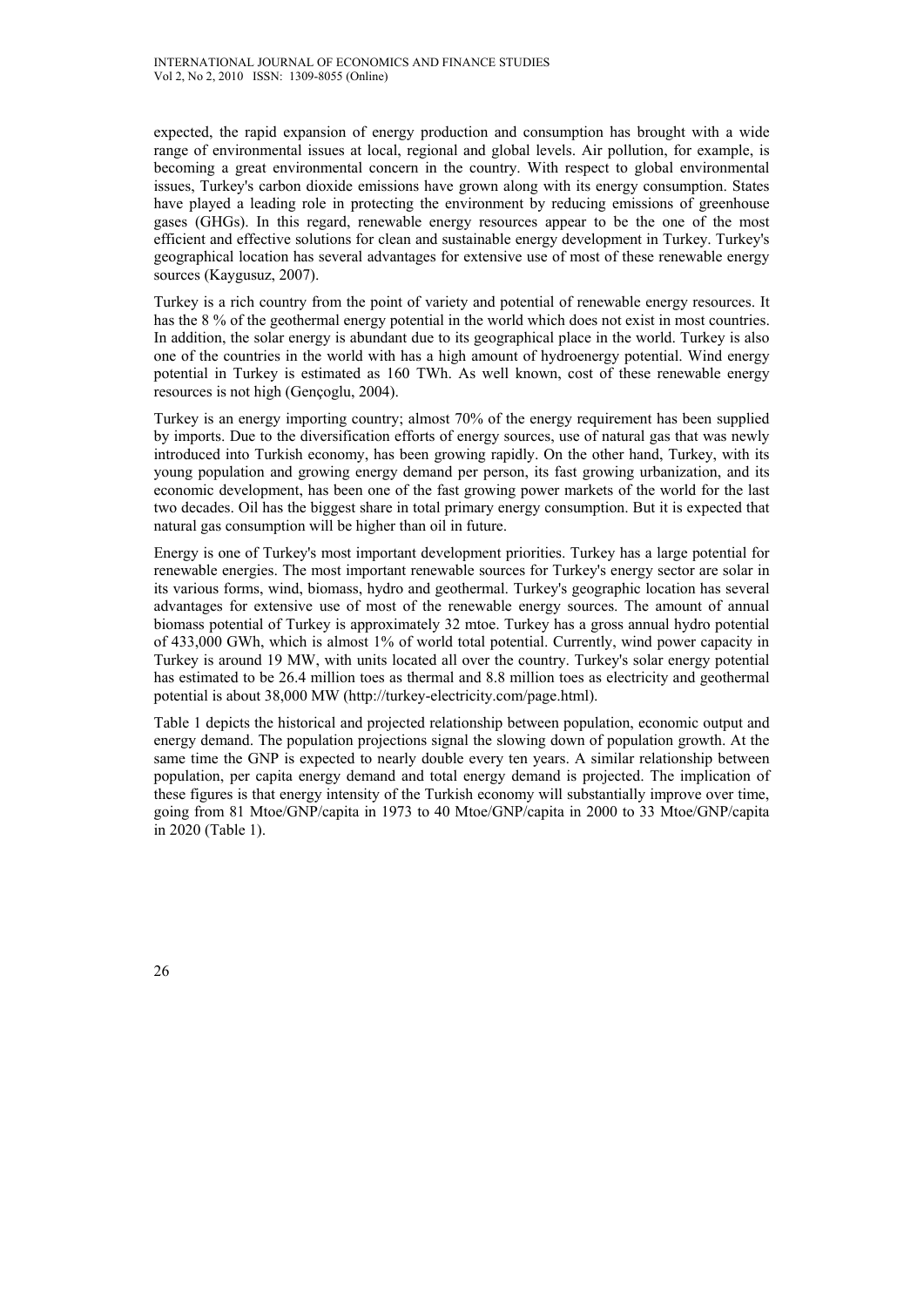expected, the rapid expansion of energy production and consumption has brought with a wide range of environmental issues at local, regional and global levels. Air pollution, for example, is becoming a great environmental concern in the country. With respect to global environmental issues, Turkey's carbon dioxide emissions have grown along with its energy consumption. States have played a leading role in protecting the environment by reducing emissions of greenhouse gases (GHGs). In this regard, renewable energy resources appear to be the one of the most efficient and effective solutions for clean and sustainable energy development in Turkey. Turkey's geographical location has several advantages for extensive use of most of these renewable energy sources (Kaygusuz, 2007).

Turkey is a rich country from the point of variety and potential of renewable energy resources. It has the 8 % of the geothermal energy potential in the world which does not exist in most countries. In addition, the solar energy is abundant due to its geographical place in the world. Turkey is also one of the countries in the world with has a high amount of hydroenergy potential. Wind energy potential in Turkey is estimated as 160 TWh. As well known, cost of these renewable energy resources is not high (Gençoglu, 2004).

Turkey is an energy importing country; almost 70% of the energy requirement has been supplied by imports. Due to the diversification efforts of energy sources, use of natural gas that was newly introduced into Turkish economy, has been growing rapidly. On the other hand, Turkey, with its young population and growing energy demand per person, its fast growing urbanization, and its economic development, has been one of the fast growing power markets of the world for the last two decades. Oil has the biggest share in total primary energy consumption. But it is expected that natural gas consumption will be higher than oil in future.

Energy is one of Turkey's most important development priorities. Turkey has a large potential for renewable energies. The most important renewable sources for Turkey's energy sector are solar in its various forms, wind, biomass, hydro and geothermal. Turkey's geographic location has several advantages for extensive use of most of the renewable energy sources. The amount of annual biomass potential of Turkey is approximately 32 mtoe. Turkey has a gross annual hydro potential of 433,000 GWh, which is almost 1% of world total potential. Currently, wind power capacity in Turkey is around 19 MW, with units located all over the country. Turkey's solar energy potential has estimated to be 26.4 million toes as thermal and 8.8 million toes as electricity and geothermal potential is about 38,000 MW (http://turkey-electricity.com/page.html).

Table 1 depicts the historical and projected relationship between population, economic output and energy demand. The population projections signal the slowing down of population growth. At the same time the GNP is expected to nearly double every ten years. A similar relationship between population, per capita energy demand and total energy demand is projected. The implication of these figures is that energy intensity of the Turkish economy will substantially improve over time, going from 81 Mtoe/GNP/capita in 1973 to 40 Mtoe/GNP/capita in 2000 to 33 Mtoe/GNP/capita in 2020 (Table 1).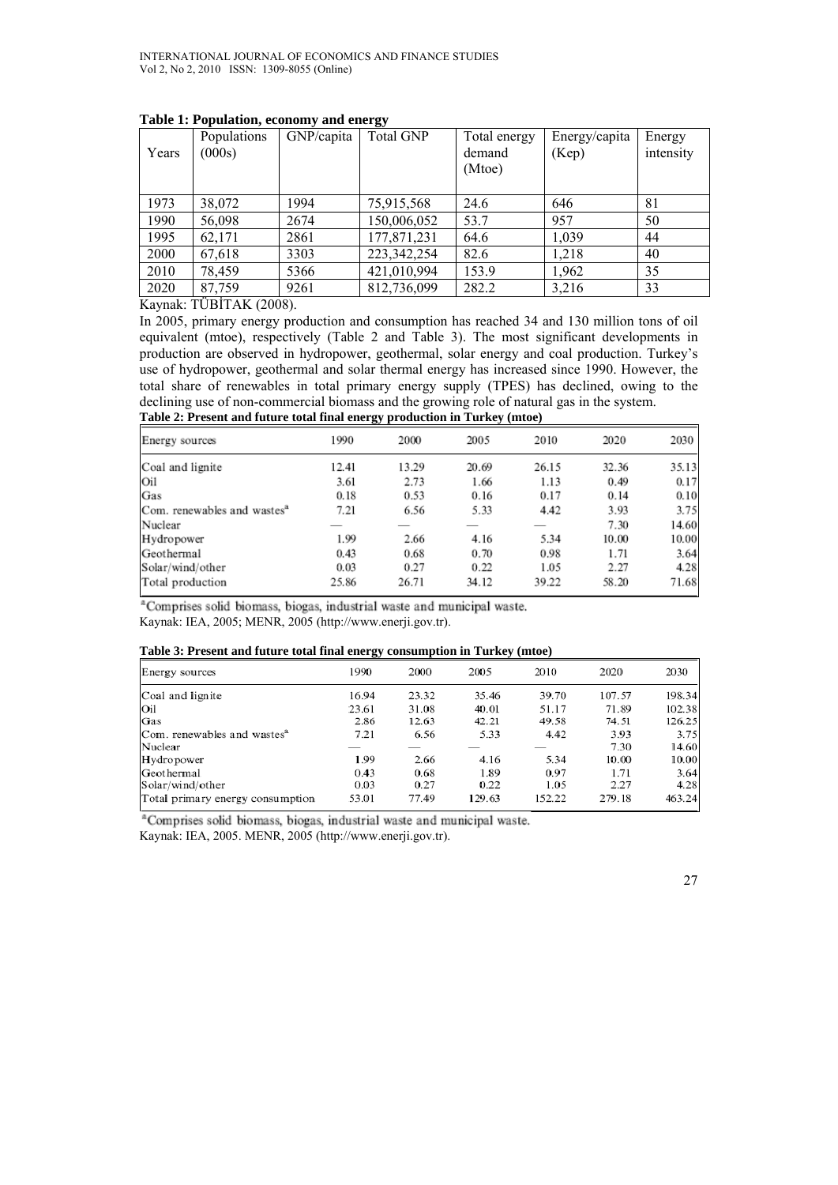**Table 1: Population, economy and energy**

| Years | Populations (000s) | GNP/capita | Total GNP | Total energy demand (Mtoe) | Energy/capita (Kep) | Energy intensity |
|---|---|---|---|---|---|---|
| 1973 | 38,072 | 1994 | 75,915,568 | 24.6 | 646 | 81 |
| 1990 | 56,098 | 2674 | 150,006,052 | 53.7 | 957 | 50 |
| 1995 | 62,171 | 2861 | 177,871,231 | 64.6 | 1,039 | 44 |
| 2000 | 67,618 | 3303 | 223,342,254 | 82.6 | 1,218 | 40 |
| 2010 | 78,459 | 5366 | 421,010,994 | 153.9 | 1,962 | 35 |
| 2020 | 87,759 | 9261 | 812,736,099 | 282.2 | 3,216 | 33 |

Kaynak: TÜBİTAK (2008).

In 2005, primary energy production and consumption has reached 34 and 130 million tons of oil equivalent (mtoe), respectively (Table 2 and Table 3). The most significant developments in production are observed in hydropower, geothermal, solar energy and coal production. Turkey's use of hydropower, geothermal and solar thermal energy has increased since 1990. However, the total share of renewables in total primary energy supply (TPES) has declined, owing to the declining use of non-commercial biomass and the growing role of natural gas in the system.

**Table 2: Present and future total final energy production in Turkey (mtoe)**

| Energy sources | 1990 | 2000 | 2005 | 2010 | 2020 | 2030 |
|---|---|---|---|---|---|---|
| Coal and lignite | 12.41 | 13.29 | 20.69 | 26.15 | 32.36 | 35.13 |
| Oil | 3.61 | 2.73 | 1.66 | 1.13 | 0.49 | 0.17 |
| Gas | 0.18 | 0.53 | 0.16 | 0.17 | 0.14 | 0.10 |
| Com. renewables and wastes[a] | 7.21 | 6.56 | 5.33 | 4.42 | 3.93 | 3.75 |
| Nuclear | — | — | — | — | 7.30 | 14.60 |
| Hydropower | 1.99 | 2.66 | 4.16 | 5.34 | 10.00 | 10.00 |
| Geothermal | 0.43 | 0.68 | 0.70 | 0.98 | 1.71 | 3.64 |
| Solar/wind/other | 0.03 | 0.27 | 0.22 | 1.05 | 2.27 | 4.28 |
| Total production | 25.86 | 26.71 | 34.12 | 39.22 | 58.20 | 71.68 |

[a] Comprises solid biomass, biogas, industrial waste and municipal waste.

Kaynak: IEA, 2005; MENR, 2005 (http://www.enerji.gov.tr).

**Table 3: Present and future total final energy consumption in Turkey (mtoe)**

| Energy sources | 1990 | 2000 | 2005 | 2010 | 2020 | 2030 |
|---|---|---|---|---|---|---|
| Coal and lignite | 16.94 | 23.32 | 35.46 | 39.70 | 107.57 | 198.34 |
| Oil | 23.61 | 31.08 | 40.01 | 51.17 | 71.89 | 102.38 |
| Gas | 2.86 | 12.63 | 42.21 | 49.58 | 74.51 | 126.25 |
| Com. renewables and wastes[a] | 7.21 | 6.56 | 5.33 | 4.42 | 3.93 | 3.75 |
| Nuclear | — | — | — | — | 7.30 | 14.60 |
| Hydropower | 1.99 | 2.66 | 4.16 | 5.34 | 10.00 | 10.00 |
| Geothermal | 0.43 | 0.68 | 1.89 | 0.97 | 1.71 | 3.64 |
| Solar/wind/other | 0.03 | 0.27 | 0.22 | 1.05 | 2.27 | 4.28 |
| Total primary energy consumption | 53.01 | 77.49 | 129.63 | 152.22 | 279.18 | 463.24 |

[a] Comprises solid biomass, biogas, industrial waste and municipal waste.

Kaynak: IEA, 2005. MENR, 2005 (http://www.enerji.gov.tr).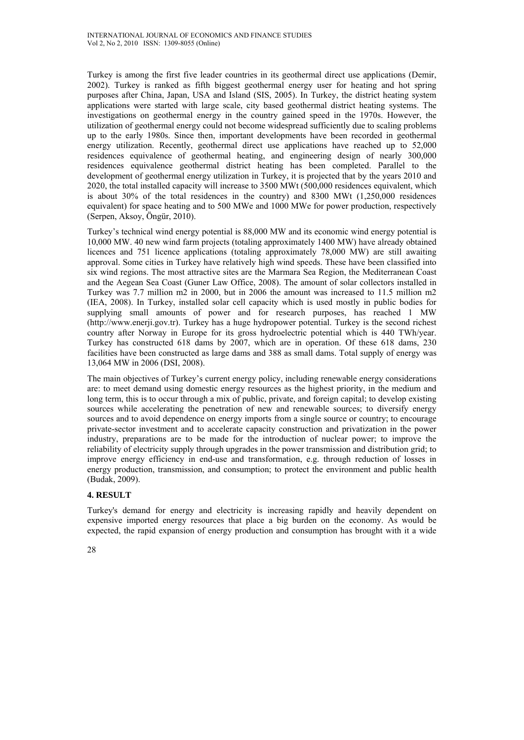Turkey is among the first five leader countries in its geothermal direct use applications (Demir, 2002). Turkey is ranked as fifth biggest geothermal energy user for heating and hot spring purposes after China, Japan, USA and Island (SIS, 2005). In Turkey, the district heating system applications were started with large scale, city based geothermal district heating systems. The investigations on geothermal energy in the country gained speed in the 1970s. However, the utilization of geothermal energy could not become widespread sufficiently due to scaling problems up to the early 1980s. Since then, important developments have been recorded in geothermal energy utilization. Recently, geothermal direct use applications have reached up to 52,000 residences equivalence of geothermal heating, and engineering design of nearly 300,000 residences equivalence geothermal district heating has been completed. Parallel to the development of geothermal energy utilization in Turkey, it is projected that by the years 2010 and 2020, the total installed capacity will increase to 3500 MWt (500,000 residences equivalent, which is about 30% of the total residences in the country) and 8300 MWt (1,250,000 residences equivalent) for space heating and to 500 MWe and 1000 MWe for power production, respectively (Serpen, Aksoy, Öngür, 2010).

Turkey's technical wind energy potential is 88,000 MW and its economic wind energy potential is 10,000 MW. 40 new wind farm projects (totaling approximately 1400 MW) have already obtained licences and 751 licence applications (totaling approximately 78,000 MW) are still awaiting approval. Some cities in Turkey have relatively high wind speeds. These have been classified into six wind regions. The most attractive sites are the Marmara Sea Region, the Mediterranean Coast and the Aegean Sea Coast (Guner Law Office, 2008). The amount of solar collectors installed in Turkey was 7.7 million m2 in 2000, but in 2006 the amount was increased to 11.5 million m2 (IEA, 2008). In Turkey, installed solar cell capacity which is used mostly in public bodies for supplying small amounts of power and for research purposes, has reached 1 MW (http://www.enerji.gov.tr). Turkey has a huge hydropower potential. Turkey is the second richest country after Norway in Europe for its gross hydroelectric potential which is 440 TWh/year. Turkey has constructed 618 dams by 2007, which are in operation. Of these 618 dams, 230 facilities have been constructed as large dams and 388 as small dams. Total supply of energy was 13,064 MW in 2006 (DSI, 2008).

The main objectives of Turkey's current energy policy, including renewable energy considerations are: to meet demand using domestic energy resources as the highest priority, in the medium and long term, this is to occur through a mix of public, private, and foreign capital; to develop existing sources while accelerating the penetration of new and renewable sources; to diversify energy sources and to avoid dependence on energy imports from a single source or country; to encourage private-sector investment and to accelerate capacity construction and privatization in the power industry, preparations are to be made for the introduction of nuclear power; to improve the reliability of electricity supply through upgrades in the power transmission and distribution grid; to improve energy efficiency in end-use and transformation, e.g. through reduction of losses in energy production, transmission, and consumption; to protect the environment and public health (Budak, 2009).

## 4. RESULT

Turkey's demand for energy and electricity is increasing rapidly and heavily dependent on expensive imported energy resources that place a big burden on the economy. As would be expected, the rapid expansion of energy production and consumption has brought with it a wide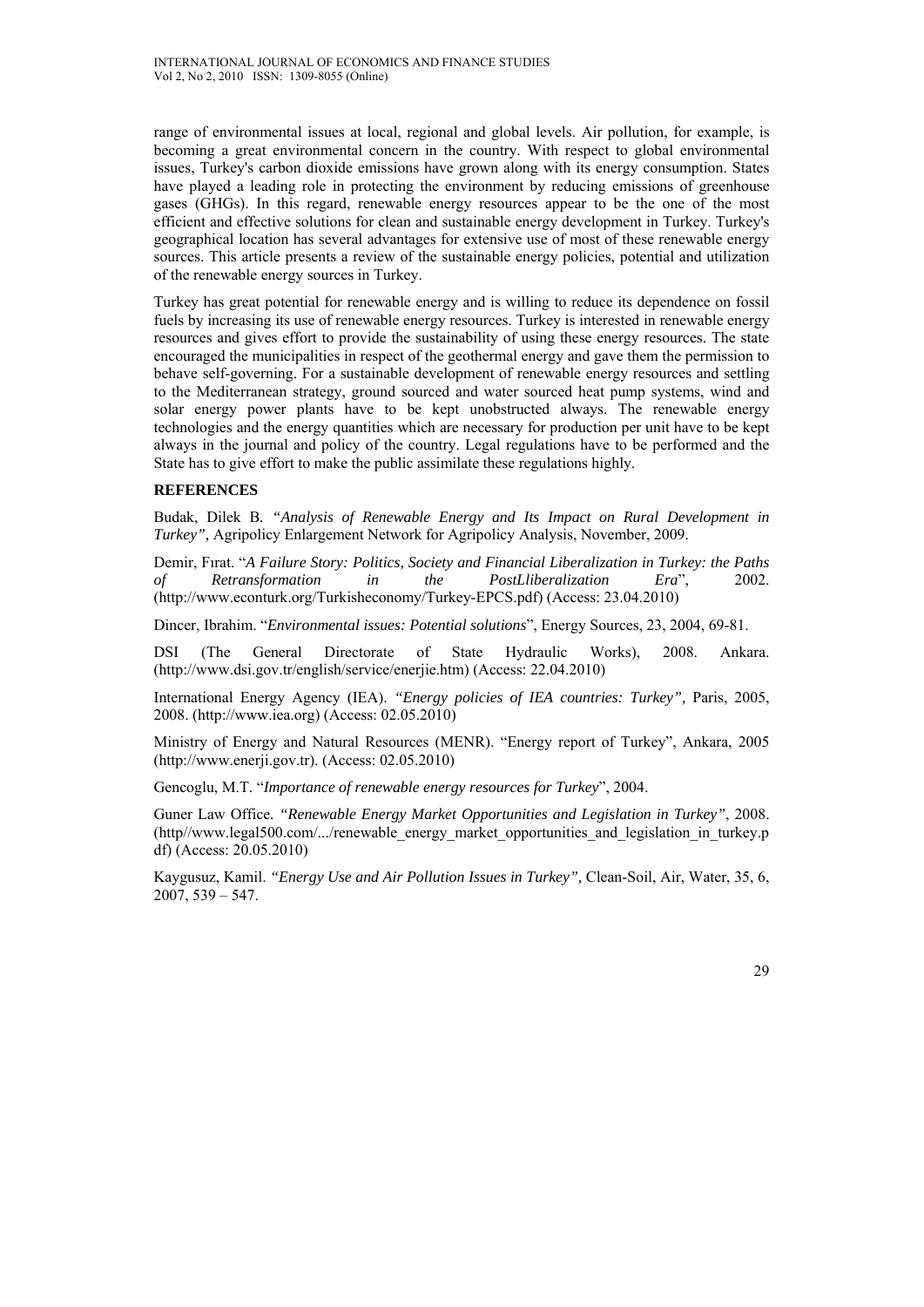range of environmental issues at local, regional and global levels. Air pollution, for example, is becoming a great environmental concern in the country. With respect to global environmental issues, Turkey's carbon dioxide emissions have grown along with its energy consumption. States have played a leading role in protecting the environment by reducing emissions of greenhouse gases (GHGs). In this regard, renewable energy resources appear to be the one of the most efficient and effective solutions for clean and sustainable energy development in Turkey. Turkey's geographical location has several advantages for extensive use of most of these renewable energy sources. This article presents a review of the sustainable energy policies, potential and utilization of the renewable energy sources in Turkey.

Turkey has great potential for renewable energy and is willing to reduce its dependence on fossil fuels by increasing its use of renewable energy resources. Turkey is interested in renewable energy resources and gives effort to provide the sustainability of using these energy resources. The state encouraged the municipalities in respect of the geothermal energy and gave them the permission to behave self-governing. For a sustainable development of renewable energy resources and settling to the Mediterranean strategy, ground sourced and water sourced heat pump systems, wind and solar energy power plants have to be kept unobstructed always. The renewable energy technologies and the energy quantities which are necessary for production per unit have to be kept always in the journal and policy of the country. Legal regulations have to be performed and the State has to give effort to make the public assimilate these regulations highly.

## REFERENCES

Budak, Dilek B. *"Analysis of Renewable Energy and Its Impact on Rural Development in Turkey",* Agripolicy Enlargement Network for Agripolicy Analysis, November, 2009.

Demir, Fırat. "*A Failure Story: Politics, Society and Financial Liberalization in Turkey: the Paths of Retransformation in the PostLliberalization Era*", 2002. (http://www.econturk.org/Turkisheconomy/Turkey-EPCS.pdf) (Access: 23.04.2010)

Dincer, Ibrahim. "*Environmental issues: Potential solutions*", Energy Sources, 23, 2004, 69-81.

DSI (The General Directorate of State Hydraulic Works), 2008. Ankara. (http://www.dsi.gov.tr/english/service/enerjie.htm) (Access: 22.04.2010)

International Energy Agency (IEA). *"Energy policies of IEA countries: Turkey",* Paris, 2005, 2008. (http://www.iea.org) (Access: 02.05.2010)

Ministry of Energy and Natural Resources (MENR). "Energy report of Turkey", Ankara, 2005 (http://www.enerji.gov.tr). (Access: 02.05.2010)

Gencoglu, M.T. "*Importance of renewable energy resources for Turkey*", 2004.

Guner Law Office*. "Renewable Energy Market Opportunities and Legislation in Turkey"*, 2008. (http//www.legal500.com/.../renewable_energy_market_opportunities_and_legislation_in_turkey.pdf) (Access: 20.05.2010)

Kaygusuz, Kamil. *"Energy Use and Air Pollution Issues in Turkey",* Clean-Soil, Air, Water, 35, 6, 2007, 539 – 547.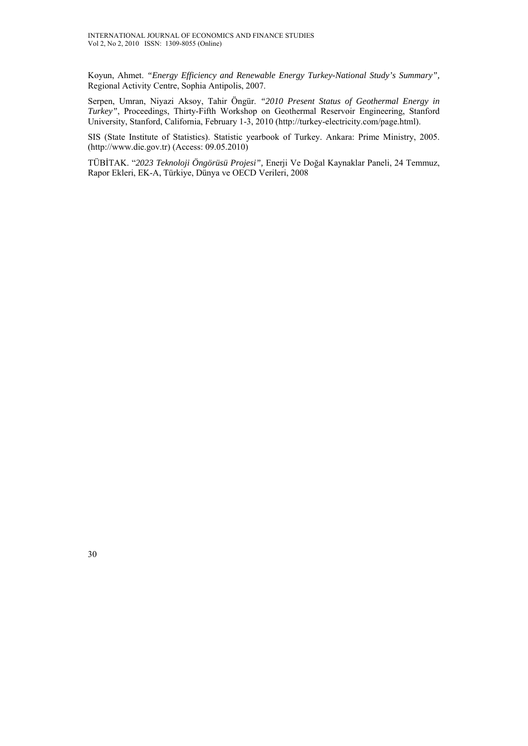Koyun, Ahmet. *"Energy Efficiency and Renewable Energy Turkey-National Study's Summary",* Regional Activity Centre, Sophia Antipolis, 2007.

Serpen, Umran, Niyazi Aksoy, Tahir Öngür. *"2010 Present Status of Geothermal Energy in Turkey"*, Proceedings, Thirty-Fifth Workshop on Geothermal Reservoir Engineering, Stanford University, Stanford, California, February 1-3, 2010 (http://turkey-electricity.com/page.html).

SIS (State Institute of Statistics). Statistic yearbook of Turkey. Ankara: Prime Ministry, 2005. (http://www.die.gov.tr) (Access: 09.05.2010)

TÜBİTAK. "*2023 Teknoloji Öngörüsü Projesi",* Enerji Ve Doğal Kaynaklar Paneli, 24 Temmuz, Rapor Ekleri, EK-A, Türkiye, Dünya ve OECD Verileri, 2008